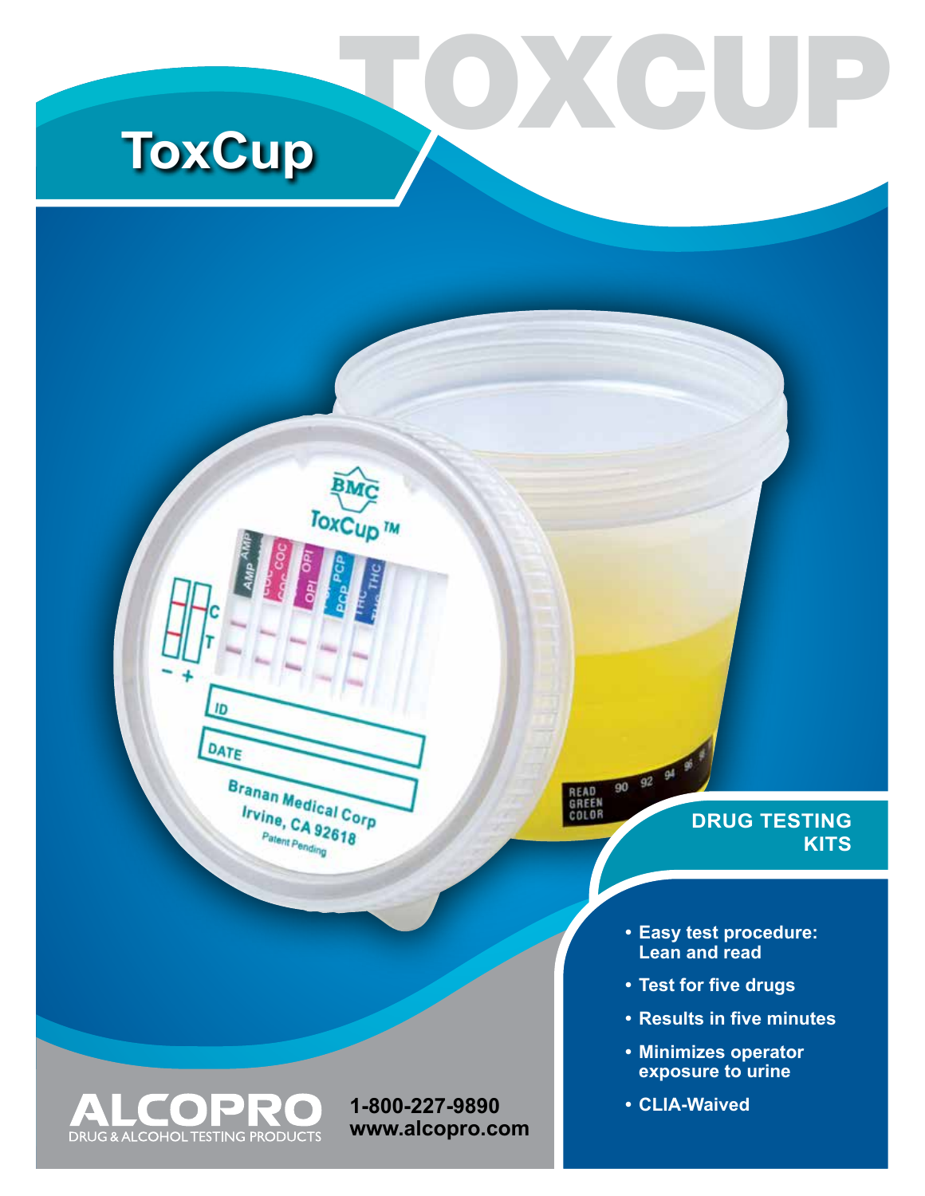# ToxCup

## DRUG TESTING KITS

- Easy test procedure: Lean and read
- Test for five drugs
- Results in five minutes
- Minimizes operator exposure to urine
- CLIA-Waived

**ALCOPRO**
DRUG & ALCOHOL TESTING PRODUCTS

**1-800-227-9890**
**www.alcopro.com**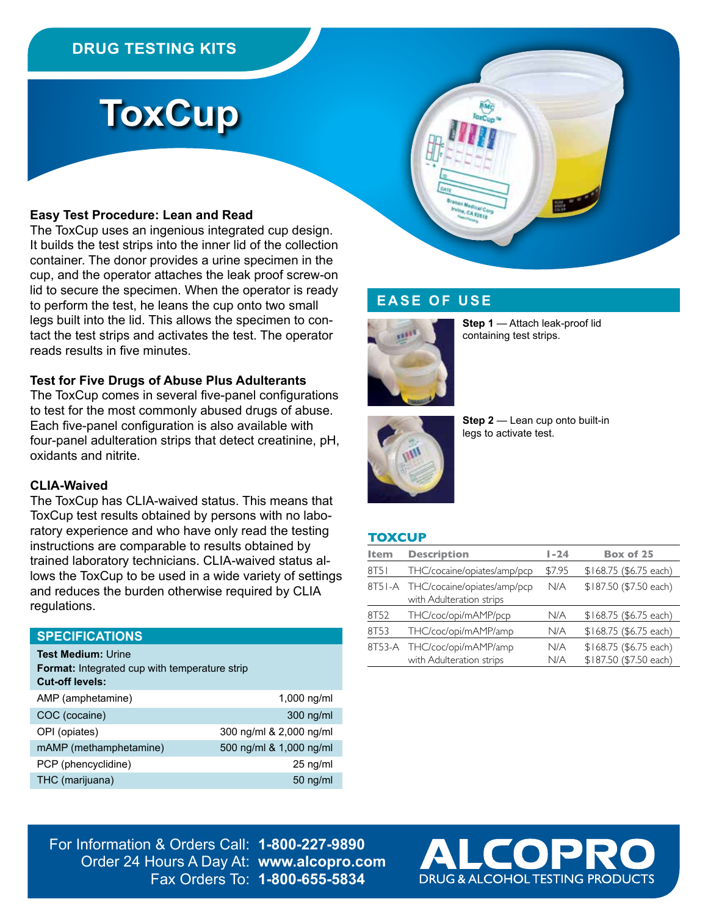DRUG TESTING KITS

# ToxCup

### Easy Test Procedure: Lean and Read

The ToxCup uses an ingenious integrated cup design. It builds the test strips into the inner lid of the collection container. The donor provides a urine specimen in the cup, and the operator attaches the leak proof screw-on lid to secure the specimen. When the operator is ready to perform the test, he leans the cup onto two small legs built into the lid. This allows the specimen to contact the test strips and activates the test. The operator reads results in five minutes.

### Test for Five Drugs of Abuse Plus Adulterants

The ToxCup comes in several five-panel configurations to test for the most commonly abused drugs of abuse. Each five-panel configuration is also available with four-panel adulteration strips that detect creatinine, pH, oxidants and nitrite.

### CLIA-Waived

The ToxCup has CLIA-waived status. This means that ToxCup test results obtained by persons with no laboratory experience and who have only read the testing instructions are comparable to results obtained by trained laboratory technicians. CLIA-waived status allows the ToxCup to be used in a wide variety of settings and reduces the burden otherwise required by CLIA regulations.

## SPECIFICATIONS

**Test Medium:** Urine
**Format:** Integrated cup with temperature strip
**Cut-off levels:**

| | |
|---|---|
| AMP (amphetamine) | 1,000 ng/ml |
| COC (cocaine) | 300 ng/ml |
| OPI (opiates) | 300 ng/ml & 2,000 ng/ml |
| mAMP (methamphetamine) | 500 ng/ml & 1,000 ng/ml |
| PCP (phencyclidine) | 25 ng/ml |
| THC (marijuana) | 50 ng/ml |

## EASE OF USE

**Step 1** — Attach leak-proof lid containing test strips.

**Step 2** — Lean cup onto built-in legs to activate test.

## TOXCUP

| Item | Description | 1-24 | Box of 25 |
|---|---|---|---|
| 8T51 | THC/cocaine/opiates/amp/pcp | $7.95 | $168.75 ($6.75 each) |
| 8T51-A | THC/cocaine/opiates/amp/pcp with Adulteration strips | N/A | $187.50 ($7.50 each) |
| 8T52 | THC/coc/opi/mAMP/pcp | N/A | $168.75 ($6.75 each) |
| 8T53 | THC/coc/opi/mAMP/amp | N/A | $168.75 ($6.75 each) |
| 8T53-A | THC/coc/opi/mAMP/amp with Adulteration strips | N/A<br>N/A | $168.75 ($6.75 each)<br>$187.50 ($7.50 each) |

For Information & Orders Call: **1-800-227-9890**
Order 24 Hours A Day At: **www.alcopro.com**
Fax Orders To: **1-800-655-5834**

**ALCOPRO**
DRUG & ALCOHOL TESTING PRODUCTS